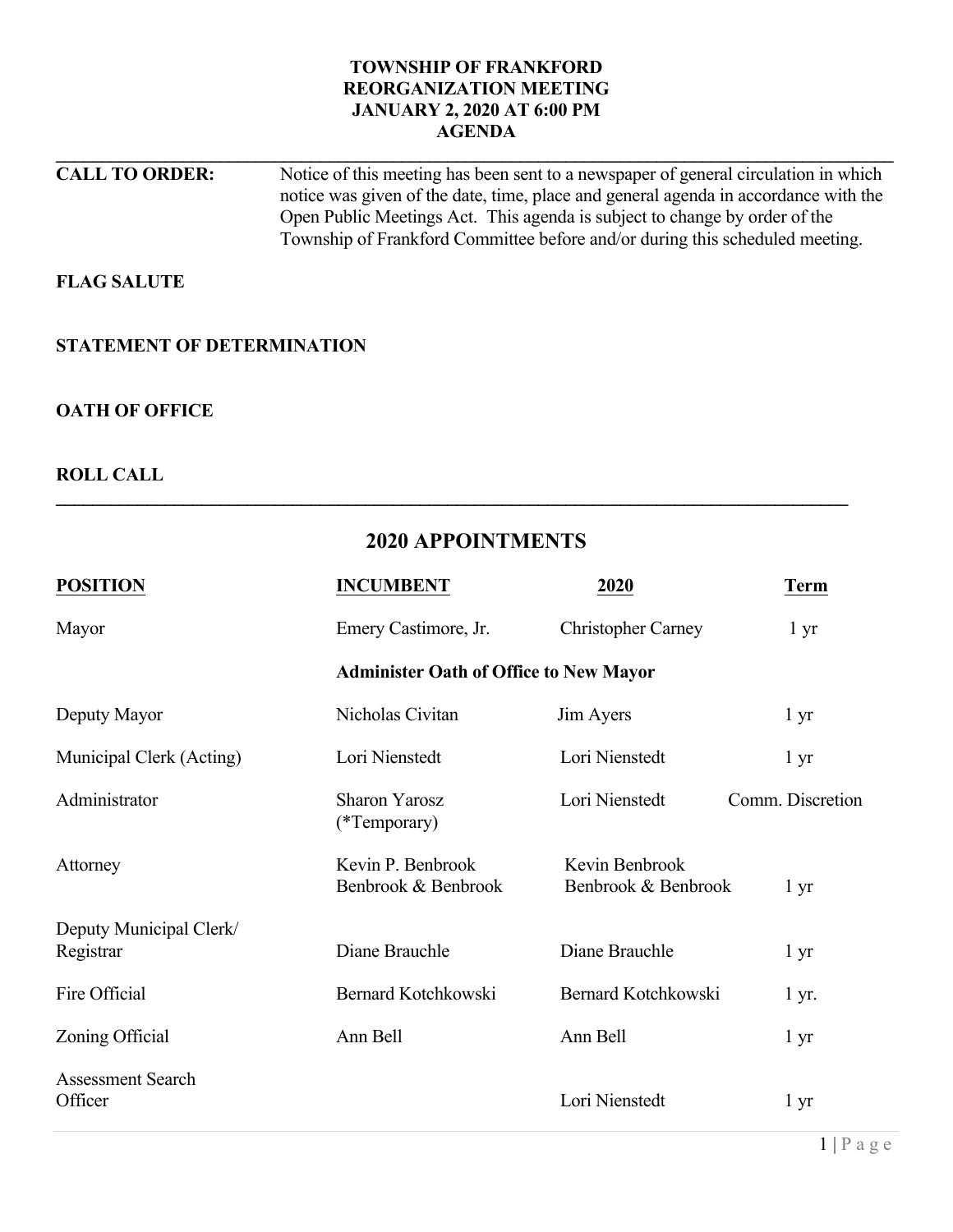**TOWNSHIP OF FRANKFORD**
**REORGANIZATION MEETING**
**JANUARY 2, 2020 AT 6:00 PM**
**AGENDA**

**CALL TO ORDER:** Notice of this meeting has been sent to a newspaper of general circulation in which notice was given of the date, time, place and general agenda in accordance with the Open Public Meetings Act. This agenda is subject to change by order of the Township of Frankford Committee before and/or during this scheduled meeting.

**FLAG SALUTE**

**STATEMENT OF DETERMINATION**

**OATH OF OFFICE**

**ROLL CALL**

## 2020 APPOINTMENTS

| POSITION | INCUMBENT | 2020 | Term |
|---|---|---|---|
| Mayor | Emery Castimore, Jr. | Christopher Carney | 1 yr |
| | **Administer Oath of Office to New Mayor** | | |
| Deputy Mayor | Nicholas Civitan | Jim Ayers | 1 yr |
| Municipal Clerk (Acting) | Lori Nienstedt | Lori Nienstedt | 1 yr |
| Administrator | Sharon Yarosz (*Temporary) | Lori Nienstedt | Comm. Discretion |
| Attorney | Kevin P. Benbrook Benbrook & Benbrook | Kevin Benbrook Benbrook & Benbrook | 1 yr |
| Deputy Municipal Clerk/ Registrar | Diane Brauchle | Diane Brauchle | 1 yr |
| Fire Official | Bernard Kotchkowski | Bernard Kotchkowski | 1 yr. |
| Zoning Official | Ann Bell | Ann Bell | 1 yr |
| Assessment Search Officer | | Lori Nienstedt | 1 yr |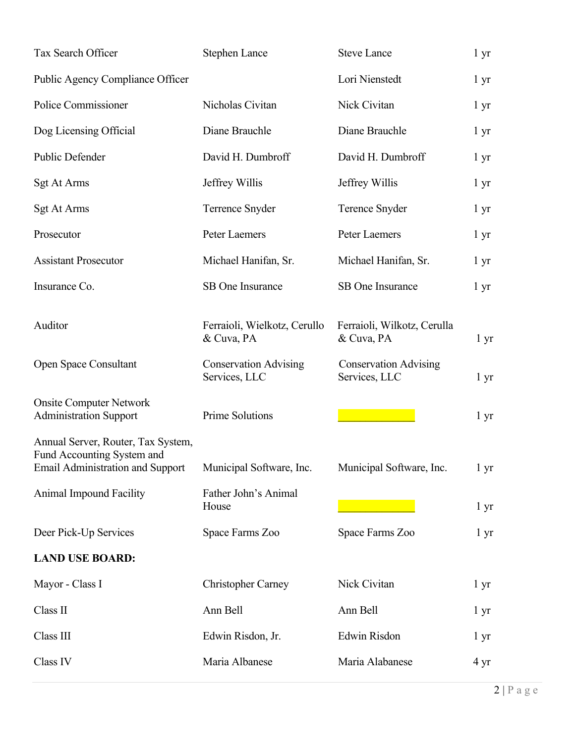| | | | |
|---|---|---|---|
| Tax Search Officer | Stephen Lance | Steve Lance | 1 yr |
| Public Agency Compliance Officer | | Lori Nienstedt | 1 yr |
| Police Commissioner | Nicholas Civitan | Nick Civitan | 1 yr |
| Dog Licensing Official | Diane Brauchle | Diane Brauchle | 1 yr |
| Public Defender | David H. Dumbroff | David H. Dumbroff | 1 yr |
| Sgt At Arms | Jeffrey Willis | Jeffrey Willis | 1 yr |
| Sgt At Arms | Terrence Snyder | Terence Snyder | 1 yr |
| Prosecutor | Peter Laemers | Peter Laemers | 1 yr |
| Assistant Prosecutor | Michael Hanifan, Sr. | Michael Hanifan, Sr. | 1 yr |
| Insurance Co. | SB One Insurance | SB One Insurance | 1 yr |
| Auditor | Ferraioli, Wielkotz, Cerullo & Cuva, PA | Ferraioli, Wilkotz, Cerulla & Cuva, PA | 1 yr |
| Open Space Consultant | Conservation Advising Services, LLC | Conservation Advising Services, LLC | 1 yr |
| Onsite Computer Network Administration Support | Prime Solutions | ______________ | 1 yr |
| Annual Server, Router, Tax System, Fund Accounting System and Email Administration and Support | Municipal Software, Inc. | Municipal Software, Inc. | 1 yr |
| Animal Impound Facility | Father John's Animal House | ______________ | 1 yr |
| Deer Pick-Up Services | Space Farms Zoo | Space Farms Zoo | 1 yr |
| **LAND USE BOARD:** | | | |
| Mayor - Class I | Christopher Carney | Nick Civitan | 1 yr |
| Class II | Ann Bell | Ann Bell | 1 yr |
| Class III | Edwin Risdon, Jr. | Edwin Risdon | 1 yr |
| Class IV | Maria Albanese | Maria Alabanese | 4 yr |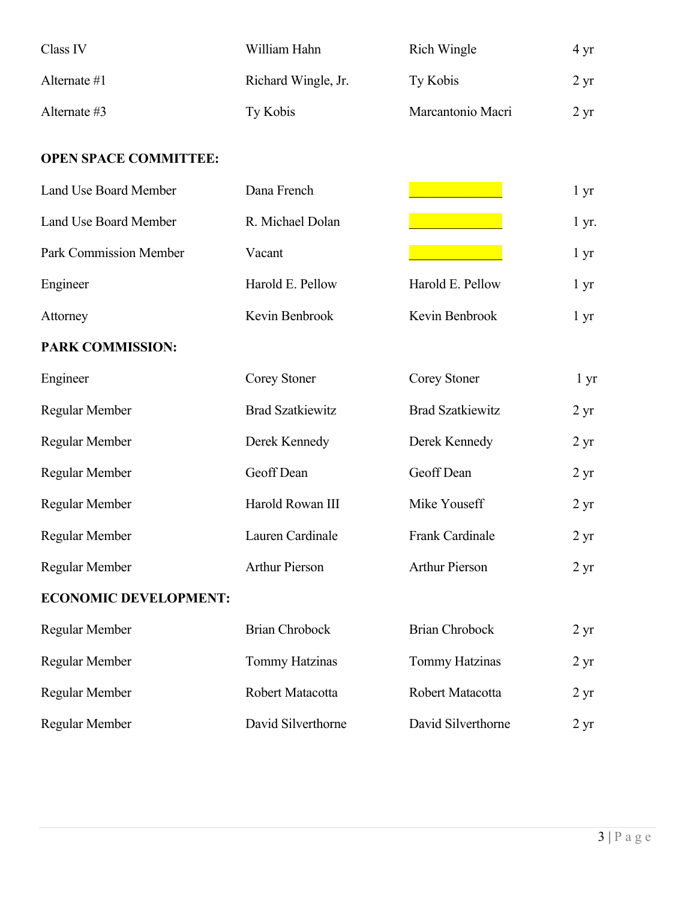| | | | |
|---|---|---|---|
| Class IV | William Hahn | Rich Wingle | 4 yr |
| Alternate #1 | Richard Wingle, Jr. | Ty Kobis | 2 yr |
| Alternate #3 | Ty Kobis | Marcantonio Macri | 2 yr |

**OPEN SPACE COMMITTEE:**

| | | | |
|---|---|---|---|
| Land Use Board Member | Dana French | ______________ | 1 yr |
| Land Use Board Member | R. Michael Dolan | ______________ | 1 yr. |
| Park Commission Member | Vacant | ______________ | 1 yr |
| Engineer | Harold E. Pellow | Harold E. Pellow | 1 yr |
| Attorney | Kevin Benbrook | Kevin Benbrook | 1 yr |

**PARK COMMISSION:**

| | | | |
|---|---|---|---|
| Engineer | Corey Stoner | Corey Stoner | 1 yr |
| Regular Member | Brad Szatkiewitz | Brad Szatkiewitz | 2 yr |
| Regular Member | Derek Kennedy | Derek Kennedy | 2 yr |
| Regular Member | Geoff Dean | Geoff Dean | 2 yr |
| Regular Member | Harold Rowan III | Mike Youseff | 2 yr |
| Regular Member | Lauren Cardinale | Frank Cardinale | 2 yr |
| Regular Member | Arthur Pierson | Arthur Pierson | 2 yr |

**ECONOMIC DEVELOPMENT:**

| | | | |
|---|---|---|---|
| Regular Member | Brian Chrobock | Brian Chrobock | 2 yr |
| Regular Member | Tommy Hatzinas | Tommy Hatzinas | 2 yr |
| Regular Member | Robert Matacotta | Robert Matacotta | 2 yr |
| Regular Member | David Silverthorne | David Silverthorne | 2 yr |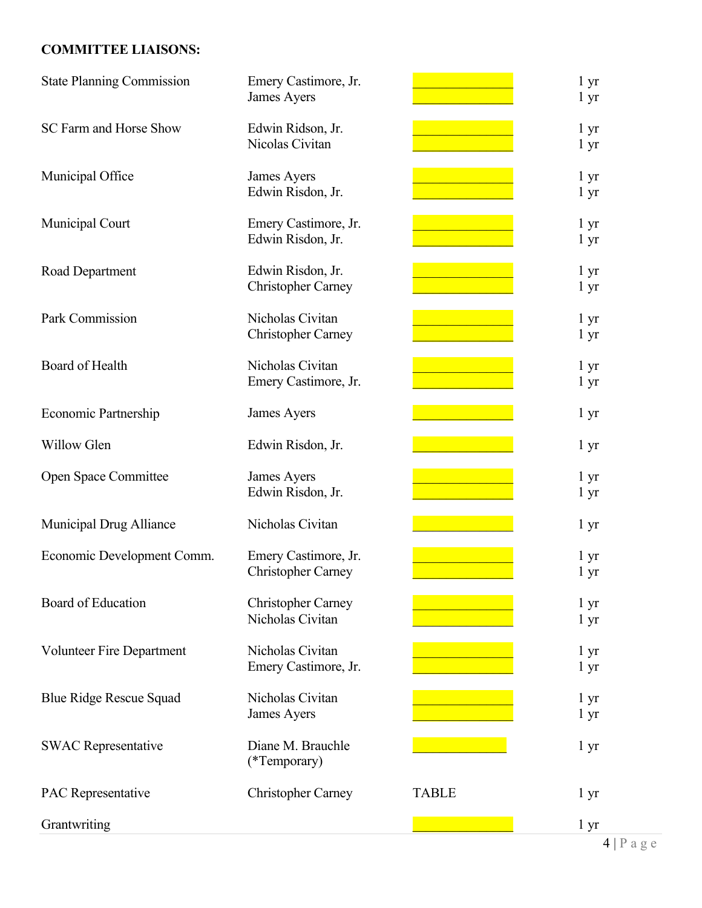**COMMITTEE LIAISONS:**

| | | | |
|---|---|---|---|
| State Planning Commission | Emery Castimore, Jr. | | 1 yr |
| | James Ayers | | 1 yr |
| SC Farm and Horse Show | Edwin Ridson, Jr. | | 1 yr |
| | Nicolas Civitan | | 1 yr |
| Municipal Office | James Ayers | | 1 yr |
| | Edwin Risdon, Jr. | | 1 yr |
| Municipal Court | Emery Castimore, Jr. | | 1 yr |
| | Edwin Risdon, Jr. | | 1 yr |
| Road Department | Edwin Risdon, Jr. | | 1 yr |
| | Christopher Carney | | 1 yr |
| Park Commission | Nicholas Civitan | | 1 yr |
| | Christopher Carney | | 1 yr |
| Board of Health | Nicholas Civitan | | 1 yr |
| | Emery Castimore, Jr. | | 1 yr |
| Economic Partnership | James Ayers | | 1 yr |
| Willow Glen | Edwin Risdon, Jr. | | 1 yr |
| Open Space Committee | James Ayers | | 1 yr |
| | Edwin Risdon, Jr. | | 1 yr |
| Municipal Drug Alliance | Nicholas Civitan | | 1 yr |
| Economic Development Comm. | Emery Castimore, Jr. | | 1 yr |
| | Christopher Carney | | 1 yr |
| Board of Education | Christopher Carney | | 1 yr |
| | Nicholas Civitan | | 1 yr |
| Volunteer Fire Department | Nicholas Civitan | | 1 yr |
| | Emery Castimore, Jr. | | 1 yr |
| Blue Ridge Rescue Squad | Nicholas Civitan | | 1 yr |
| | James Ayers | | 1 yr |
| SWAC Representative | Diane M. Brauchle (*Temporary) | | 1 yr |
| PAC Representative | Christopher Carney | TABLE | 1 yr |
| Grantwriting | | | 1 yr |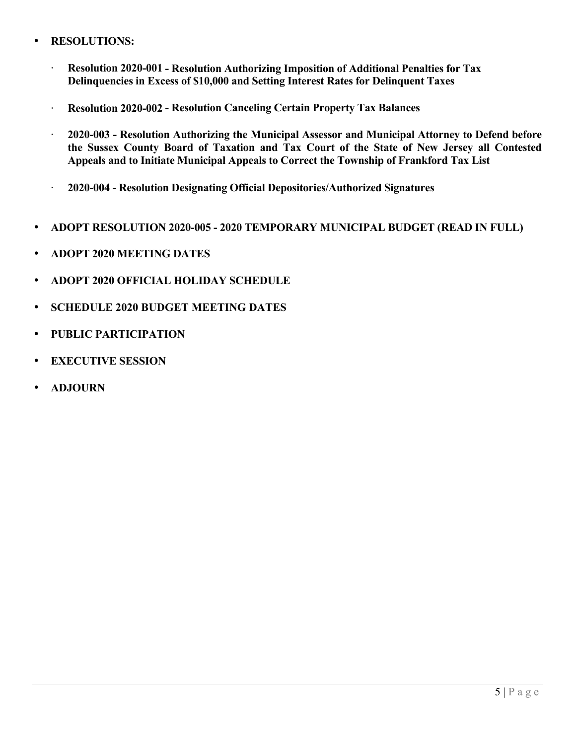- **RESOLUTIONS:**

    - **Resolution 2020-001 - Resolution Authorizing Imposition of Additional Penalties for Tax Delinquencies in Excess of $10,000 and Setting Interest Rates for Delinquent Taxes**

    - **Resolution 2020-002 - Resolution Canceling Certain Property Tax Balances**

    - **2020-003 - Resolution Authorizing the Municipal Assessor and Municipal Attorney to Defend before the Sussex County Board of Taxation and Tax Court of the State of New Jersey all Contested Appeals and to Initiate Municipal Appeals to Correct the Township of Frankford Tax List**

    - **2020-004 - Resolution Designating Official Depositories/Authorized Signatures**

- **ADOPT RESOLUTION 2020-005 - 2020 TEMPORARY MUNICIPAL BUDGET (READ IN FULL)**

- **ADOPT 2020 MEETING DATES**

- **ADOPT 2020 OFFICIAL HOLIDAY SCHEDULE**

- **SCHEDULE 2020 BUDGET MEETING DATES**

- **PUBLIC PARTICIPATION**

- **EXECUTIVE SESSION**

- **ADJOURN**